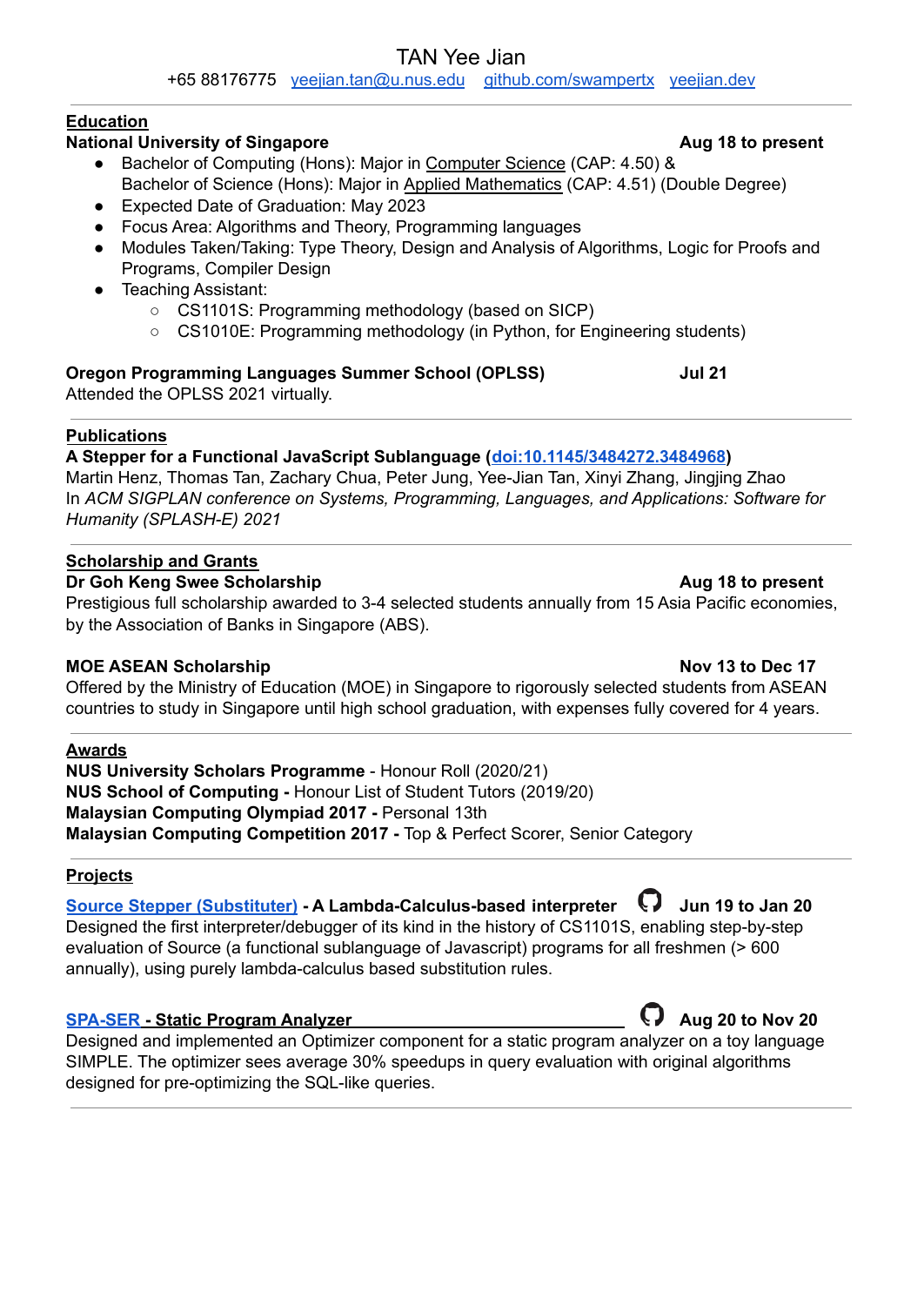# TAN Yee Jian

+65 88176775 yeejian.tan@u.nus.edu github.com/swampertx yeejian.dev

## Education

**National University of Singapore** **Aug 18 to present**

- Bachelor of Computing (Hons): Major in Computer Science (CAP: 4.50) & Bachelor of Science (Hons): Major in Applied Mathematics (CAP: 4.51) (Double Degree)
- Expected Date of Graduation: May 2023
- Focus Area: Algorithms and Theory, Programming languages
- Modules Taken/Taking: Type Theory, Design and Analysis of Algorithms, Logic for Proofs and Programs, Compiler Design
- Teaching Assistant:
  - CS1101S: Programming methodology (based on SICP)
  - CS1010E: Programming methodology (in Python, for Engineering students)

**Oregon Programming Languages Summer School (OPLSS)** **Jul 21**

Attended the OPLSS 2021 virtually.

## Publications

**A Stepper for a Functional JavaScript Sublanguage (doi:10.1145/3484272.3484968)**

Martin Henz, Thomas Tan, Zachary Chua, Peter Jung, Yee-Jian Tan, Xinyi Zhang, Jingjing Zhao

In *ACM SIGPLAN conference on Systems, Programming, Languages, and Applications: Software for Humanity (SPLASH-E) 2021*

## Scholarship and Grants

**Dr Goh Keng Swee Scholarship** **Aug 18 to present**

Prestigious full scholarship awarded to 3-4 selected students annually from 15 Asia Pacific economies, by the Association of Banks in Singapore (ABS).

**MOE ASEAN Scholarship** **Nov 13 to Dec 17**

Offered by the Ministry of Education (MOE) in Singapore to rigorously selected students from ASEAN countries to study in Singapore until high school graduation, with expenses fully covered for 4 years.

## Awards

**NUS University Scholars Programme** - Honour Roll (2020/21)

**NUS School of Computing -** Honour List of Student Tutors (2019/20)

**Malaysian Computing Olympiad 2017 -** Personal 13th

**Malaysian Computing Competition 2017 -** Top & Perfect Scorer, Senior Category

## Projects

**Source Stepper (Substituter) - A Lambda-Calculus-based interpreter** **Jun 19 to Jan 20**

Designed the first interpreter/debugger of its kind in the history of CS1101S, enabling step-by-step evaluation of Source (a functional sublanguage of Javascript) programs for all freshmen (> 600 annually), using purely lambda-calculus based substitution rules.

**SPA-SER - Static Program Analyzer** **Aug 20 to Nov 20**

Designed and implemented an Optimizer component for a static program analyzer on a toy language SIMPLE. The optimizer sees average 30% speedups in query evaluation with original algorithms designed for pre-optimizing the SQL-like queries.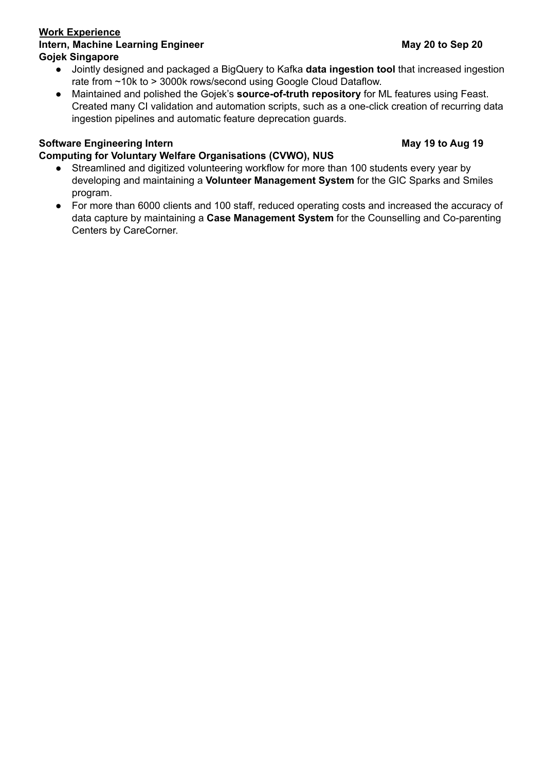## Work Experience

**Intern, Machine Learning Engineer** **May 20 to Sep 20**
**Gojek Singapore**

- Jointly designed and packaged a BigQuery to Kafka **data ingestion tool** that increased ingestion rate from ~10k to > 3000k rows/second using Google Cloud Dataflow.
- Maintained and polished the Gojek's **source-of-truth repository** for ML features using Feast. Created many CI validation and automation scripts, such as a one-click creation of recurring data ingestion pipelines and automatic feature deprecation guards.

**Software Engineering Intern** **May 19 to Aug 19**
**Computing for Voluntary Welfare Organisations (CVWO), NUS**

- Streamlined and digitized volunteering workflow for more than 100 students every year by developing and maintaining a **Volunteer Management System** for the GIC Sparks and Smiles program.
- For more than 6000 clients and 100 staff, reduced operating costs and increased the accuracy of data capture by maintaining a **Case Management System** for the Counselling and Co-parenting Centers by CareCorner.